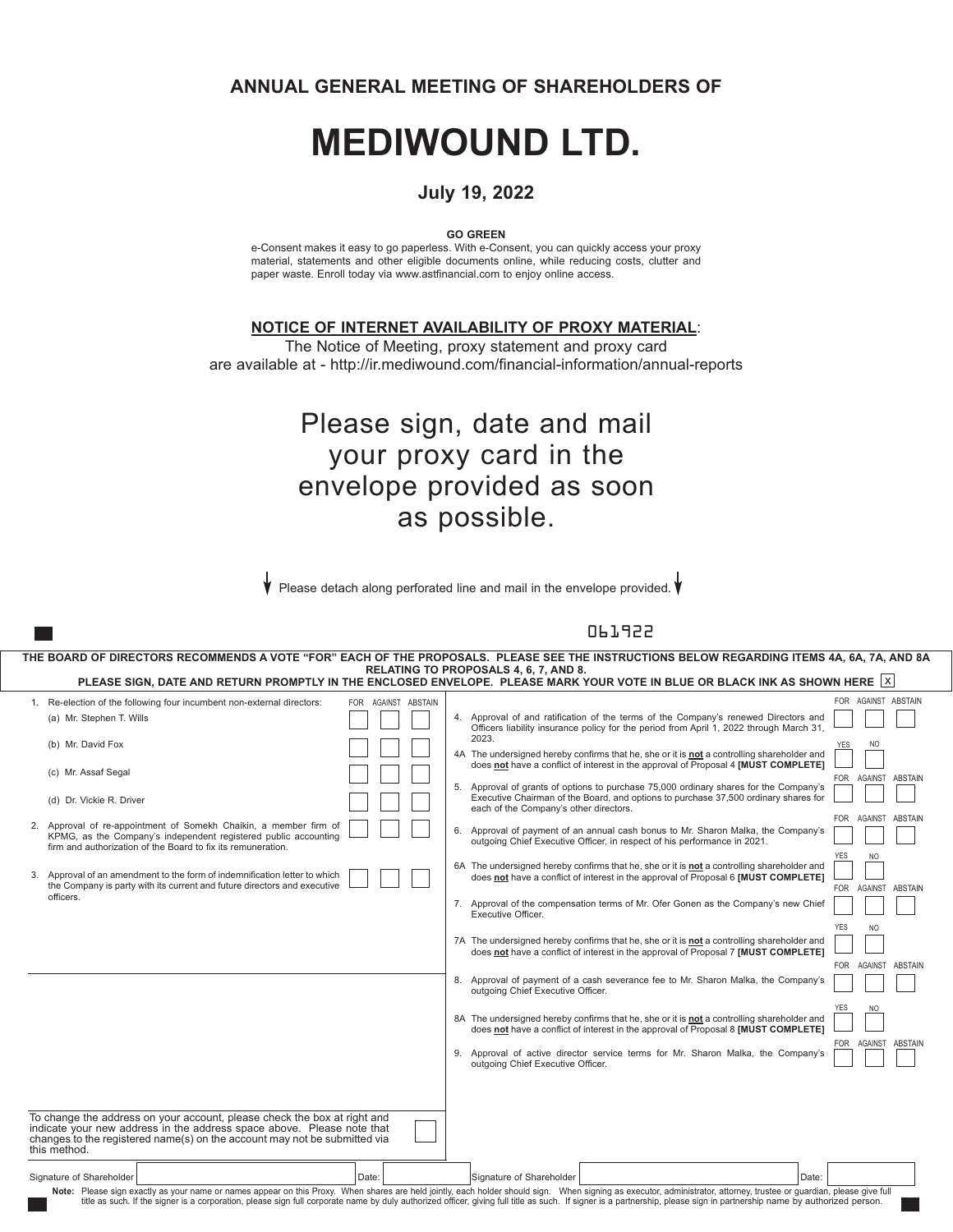**ANNUAL GENERAL MEETING OF SHAREHOLDERS OF**

# MEDIWOUND LTD.

**July 19, 2022**

**GO GREEN**

e-Consent makes it easy to go paperless. With e-Consent, you can quickly access your proxy material, statements and other eligible documents online, while reducing costs, clutter and paper waste. Enroll today via www.astfinancial.com to enjoy online access.

**NOTICE OF INTERNET AVAILABILITY OF PROXY MATERIAL**:
The Notice of Meeting, proxy statement and proxy card are available at - http://ir.mediwound.com/financial-information/annual-reports

Please sign, date and mail your proxy card in the envelope provided as soon as possible.

Please detach along perforated line and mail in the envelope provided.

061922

**THE BOARD OF DIRECTORS RECOMMENDS A VOTE "FOR" EACH OF THE PROPOSALS. PLEASE SEE THE INSTRUCTIONS BELOW REGARDING ITEMS 4A, 6A, 7A, AND 8A RELATING TO PROPOSALS 4, 6, 7, AND 8.**
**PLEASE SIGN, DATE AND RETURN PROMPTLY IN THE ENCLOSED ENVELOPE. PLEASE MARK YOUR VOTE IN BLUE OR BLACK INK AS SHOWN HERE** [X]

| Proposal | FOR | AGAINST | ABSTAIN |
|---|---|---|---|
| 1. Re-election of the following four incumbent non-external directors: | | | |
| (a) Mr. Stephen T. Wills | ☐ | ☐ | ☐ |
| (b) Mr. David Fox | ☐ | ☐ | ☐ |
| (c) Mr. Assaf Segal | ☐ | ☐ | ☐ |
| (d) Dr. Vickie R. Driver | ☐ | ☐ | ☐ |
| 2. Approval of re-appointment of Somekh Chaikin, a member firm of KPMG, as the Company's independent registered public accounting firm and authorization of the Board to fix its remuneration. | ☐ | ☐ | ☐ |
| 3. Approval of an amendment to the form of indemnification letter to which the Company is party with its current and future directors and executive officers. | ☐ | ☐ | ☐ |

| Proposal | FOR | AGAINST | ABSTAIN |
|---|---|---|---|
| 4. Approval of and ratification of the terms of the Company's renewed Directors and Officers liability insurance policy for the period from April 1, 2022 through March 31, 2023. | ☐ | ☐ | ☐ |

| Proposal | YES | NO |
|---|---|---|
| 4A The undersigned hereby confirms that he, she or it is **not** a controlling shareholder and does **not** have a conflict of interest in the approval of Proposal 4 **[MUST COMPLETE]** | ☐ | ☐ |

| Proposal | FOR | AGAINST | ABSTAIN |
|---|---|---|---|
| 5. Approval of grants of options to purchase 75,000 ordinary shares for the Company's Executive Chairman of the Board, and options to purchase 37,500 ordinary shares for each of the Company's other directors. | ☐ | ☐ | ☐ |
| 6. Approval of payment of an annual cash bonus to Mr. Sharon Malka, the Company's outgoing Chief Executive Officer, in respect of his performance in 2021. | ☐ | ☐ | ☐ |

| Proposal | YES | NO |
|---|---|---|
| 6A The undersigned hereby confirms that he, she or it is **not** a controlling shareholder and does **not** have a conflict of interest in the approval of Proposal 6 **[MUST COMPLETE]** | ☐ | ☐ |

| Proposal | FOR | AGAINST | ABSTAIN |
|---|---|---|---|
| 7. Approval of the compensation terms of Mr. Ofer Gonen as the Company's new Chief Executive Officer. | ☐ | ☐ | ☐ |

| Proposal | YES | NO |
|---|---|---|
| 7A The undersigned hereby confirms that he, she or it is **not** a controlling shareholder and does **not** have a conflict of interest in the approval of Proposal 7 **[MUST COMPLETE]** | ☐ | ☐ |

| Proposal | FOR | AGAINST | ABSTAIN |
|---|---|---|---|
| 8. Approval of payment of a cash severance fee to Mr. Sharon Malka, the Company's outgoing Chief Executive Officer. | ☐ | ☐ | ☐ |

| Proposal | YES | NO |
|---|---|---|
| 8A The undersigned hereby confirms that he, she or it is **not** a controlling shareholder and does **not** have a conflict of interest in the approval of Proposal 8 **[MUST COMPLETE]** | ☐ | ☐ |

| Proposal | FOR | AGAINST | ABSTAIN |
|---|---|---|---|
| 9. Approval of active director service terms for Mr. Sharon Malka, the Company's outgoing Chief Executive Officer. | ☐ | ☐ | ☐ |

To change the address on your account, please check the box at right and indicate your new address in the address space above. Please note that changes to the registered name(s) on the account may not be submitted via this method. ☐

Signature of Shareholder ____________ Date: ________ Signature of Shareholder ____________ Date: ________

**Note:** Please sign exactly as your name or names appear on this Proxy. When shares are held jointly, each holder should sign. When signing as executor, administrator, attorney, trustee or guardian, please give full title as such. If the signer is a corporation, please sign full corporate name by duly authorized officer, giving full title as such. If signer is a partnership, please sign in partnership name by authorized person.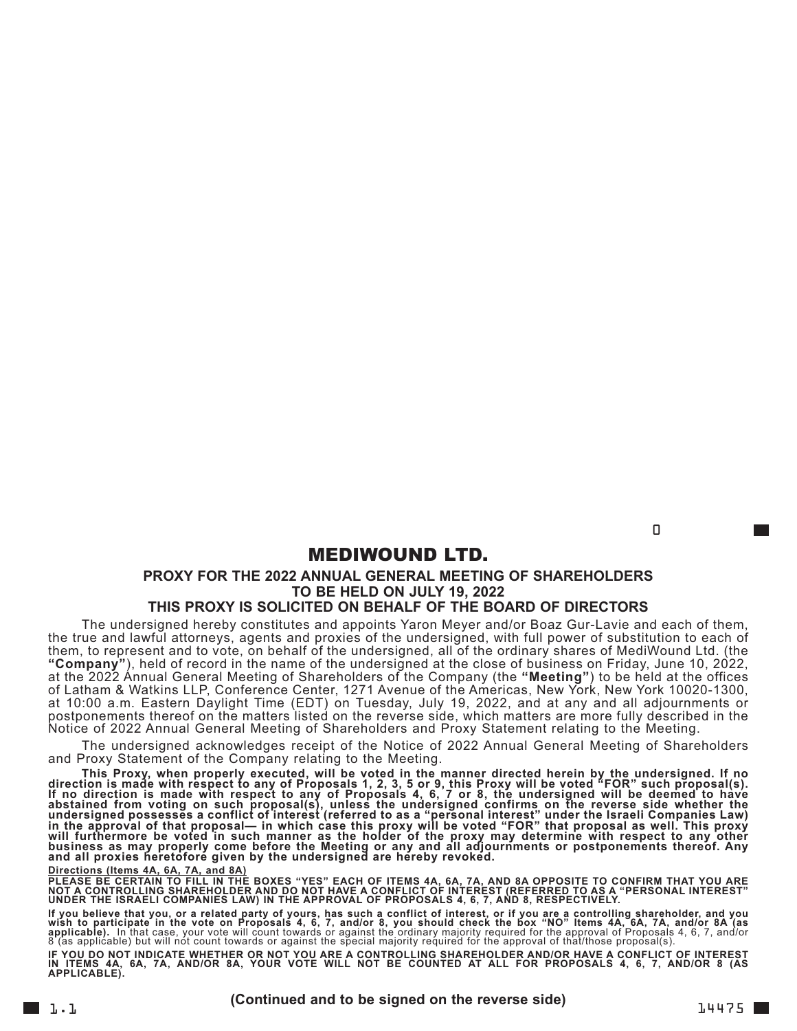# MEDIWOUND LTD.

**PROXY FOR THE 2022 ANNUAL GENERAL MEETING OF SHAREHOLDERS**
**TO BE HELD ON JULY 19, 2022**
**THIS PROXY IS SOLICITED ON BEHALF OF THE BOARD OF DIRECTORS**

The undersigned hereby constitutes and appoints Yaron Meyer and/or Boaz Gur-Lavie and each of them, the true and lawful attorneys, agents and proxies of the undersigned, with full power of substitution to each of them, to represent and to vote, on behalf of the undersigned, all of the ordinary shares of MediWound Ltd. (the **"Company"**), held of record in the name of the undersigned at the close of business on Friday, June 10, 2022, at the 2022 Annual General Meeting of Shareholders of the Company (the **"Meeting"**) to be held at the offices of Latham & Watkins LLP, Conference Center, 1271 Avenue of the Americas, New York, New York 10020-1300, at 10:00 a.m. Eastern Daylight Time (EDT) on Tuesday, July 19, 2022, and at any and all adjournments or postponements thereof on the matters listed on the reverse side, which matters are more fully described in the Notice of 2022 Annual General Meeting of Shareholders and Proxy Statement relating to the Meeting.

The undersigned acknowledges receipt of the Notice of 2022 Annual General Meeting of Shareholders and Proxy Statement of the Company relating to the Meeting.

**This Proxy, when properly executed, will be voted in the manner directed herein by the undersigned. If no direction is made with respect to any of Proposals 1, 2, 3, 5 or 9, this Proxy will be voted "FOR" such proposal(s). If no direction is made with respect to any of Proposals 4, 6, 7 or 8, the undersigned will be deemed to have abstained from voting on such proposal(s), unless the undersigned confirms on the reverse side whether the undersigned possesses a conflict of interest (referred to as a "personal interest" under the Israeli Companies Law) in the approval of that proposal— in which case this proxy will be voted "FOR" that proposal as well. This proxy will furthermore be voted in such manner as the holder of the proxy may determine with respect to any other business as may properly come before the Meeting or any and all adjournments or postponements thereof. Any and all proxies heretofore given by the undersigned are hereby revoked.**

**Directions (Items 4A, 6A, 7A, and 8A)**

**PLEASE BE CERTAIN TO FILL IN THE BOXES "YES" EACH OF ITEMS 4A, 6A, 7A, AND 8A OPPOSITE TO CONFIRM THAT YOU ARE NOT A CONTROLLING SHAREHOLDER AND DO NOT HAVE A CONFLICT OF INTEREST (REFERRED TO AS A "PERSONAL INTEREST" UNDER THE ISRAELI COMPANIES LAW) IN THE APPROVAL OF PROPOSALS 4, 6, 7, AND 8, RESPECTIVELY.**

**If you believe that you, or a related party of yours, has such a conflict of interest, or if you are a controlling shareholder, and you wish to participate in the vote on Proposals 4, 6, 7, and/or 8, you should check the box "NO" Items 4A, 6A, 7A, and/or 8A (as applicable).** In that case, your vote will count towards or against the ordinary majority required for the approval of Proposals 4, 6, 7, and/or 8 (as applicable) but will not count towards or against the special majority required for the approval of that/those proposal(s).

**IF YOU DO NOT INDICATE WHETHER OR NOT YOU ARE A CONTROLLING SHAREHOLDER AND/OR HAVE A CONFLICT OF INTEREST IN ITEMS 4A, 6A, 7A, AND/OR 8A, YOUR VOTE WILL NOT BE COUNTED AT ALL FOR PROPOSALS 4, 6, 7, AND/OR 8 (AS APPLICABLE).**

**(Continued and to be signed on the reverse side)**